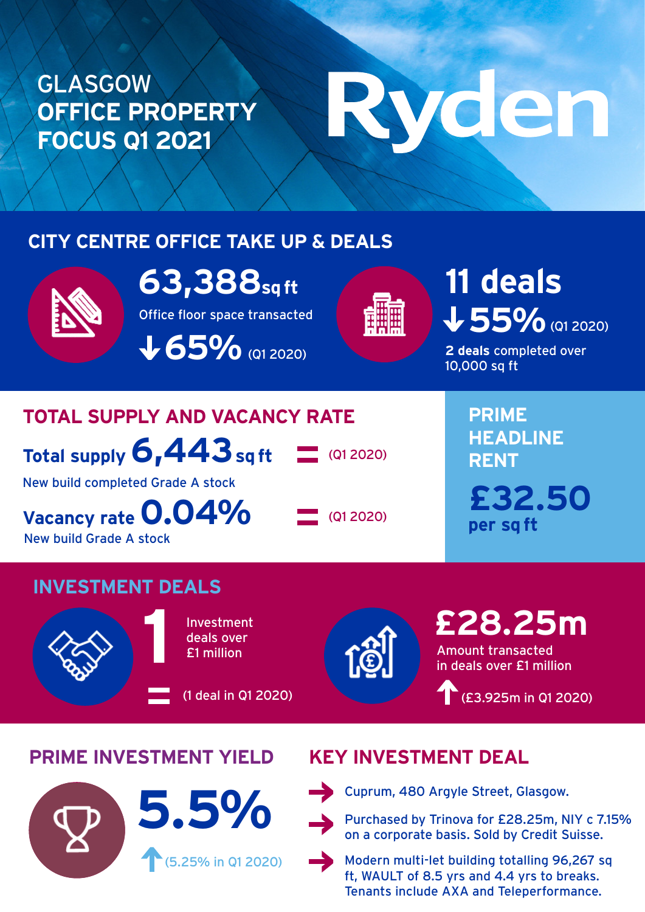# GLASGOW OFFICE PROPERTY FOCUS Q1 2021

Ryden

## CITY CENTRE OFFICE TAKE UP & DEALS

**63,388** sq ft

Office floor space transacted

↓ **65%** (Q1 2020)

**11 deals**

↓ **55%** (Q1 2020)

**2 deals** completed over 10,000 sq ft

## TOTAL SUPPLY AND VACANCY RATE

**Total supply 6,443 sq ft** = (Q1 2020)

New build completed Grade A stock

**Vacancy rate 0.04%** = (Q1 2020)

New build Grade A stock

## PRIME HEADLINE RENT

**£32.50 per sq ft**

## INVESTMENT DEALS

**1** Investment deals over £1 million

= (1 deal in Q1 2020)

**£28.25m**

Amount transacted in deals over £1 million

↑ (£3.925m in Q1 2020)

## PRIME INVESTMENT YIELD

**5.5%**

↑ (5.25% in Q1 2020)

## KEY INVESTMENT DEAL

- Cuprum, 480 Argyle Street, Glasgow.
- Purchased by Trinova for £28.25m, NIY c 7.15% on a corporate basis. Sold by Credit Suisse.
- Modern multi-let building totalling 96,267 sq ft, WAULT of 8.5 yrs and 4.4 yrs to breaks. Tenants include AXA and Teleperformance.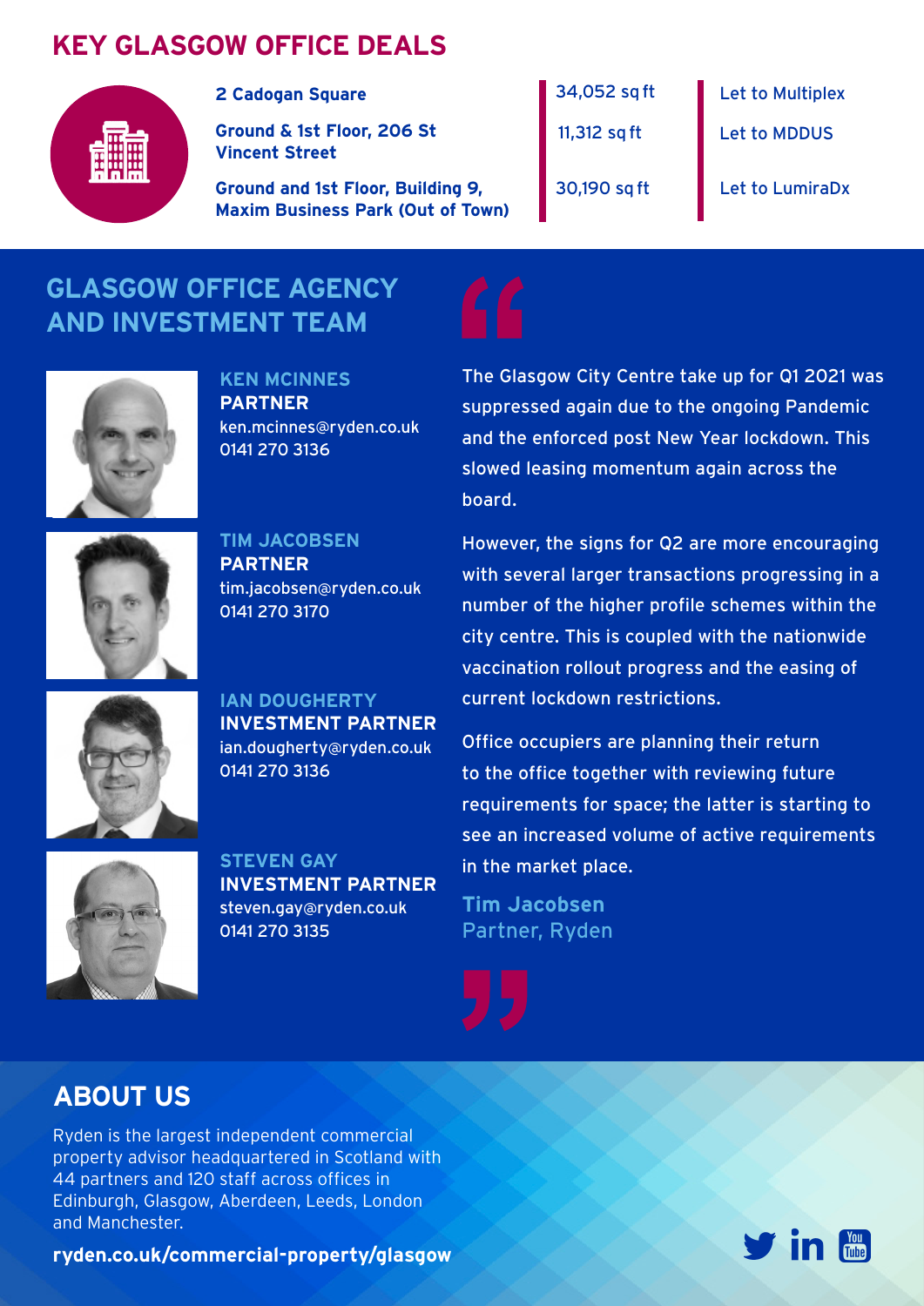## KEY GLASGOW OFFICE DEALS

| | | |
|---|---|---|
| **2 Cadogan Square** | 34,052 sq ft | Let to Multiplex |
| **Ground & 1st Floor, 206 St Vincent Street** | 11,312 sq ft | Let to MDDUS |
| **Ground and 1st Floor, Building 9, Maxim Business Park (Out of Town)** | 30,190 sq ft | Let to LumiraDx |

## GLASGOW OFFICE AGENCY AND INVESTMENT TEAM

**KEN MCINNES**
**PARTNER**
ken.mcinnes@ryden.co.uk
0141 270 3136

**TIM JACOBSEN**
**PARTNER**
tim.jacobsen@ryden.co.uk
0141 270 3170

**IAN DOUGHERTY**
**INVESTMENT PARTNER**
ian.dougherty@ryden.co.uk
0141 270 3136

**STEVEN GAY**
**INVESTMENT PARTNER**
steven.gay@ryden.co.uk
0141 270 3135

"The Glasgow City Centre take up for Q1 2021 was suppressed again due to the ongoing Pandemic and the enforced post New Year lockdown. This slowed leasing momentum again across the board.

However, the signs for Q2 are more encouraging with several larger transactions progressing in a number of the higher profile schemes within the city centre. This is coupled with the nationwide vaccination rollout progress and the easing of current lockdown restrictions.

Office occupiers are planning their return to the office together with reviewing future requirements for space; the latter is starting to see an increased volume of active requirements in the market place.

**Tim Jacobsen**
Partner, Ryden"

## ABOUT US

Ryden is the largest independent commercial property advisor headquartered in Scotland with 44 partners and 120 staff across offices in Edinburgh, Glasgow, Aberdeen, Leeds, London and Manchester.

**ryden.co.uk/commercial-property/glasgow**